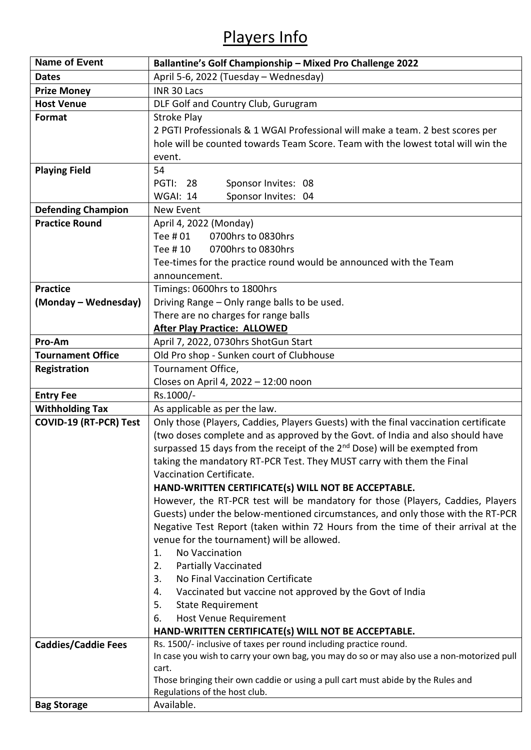# Players Info

| Name of Event | Ballantine's Golf Championship – Mixed Pro Challenge 2022 |
|---|---|
| **Dates** | April 5-6, 2022 (Tuesday – Wednesday) |
| **Prize Money** | INR 30 Lacs |
| **Host Venue** | DLF Golf and Country Club, Gurugram |
| **Format** | Stroke Play<br>2 PGTI Professionals & 1 WGAI Professional will make a team. 2 best scores per hole will be counted towards Team Score. Team with the lowest total will win the event. |
| **Playing Field** | 54<br>PGTI: 28 Sponsor Invites: 08<br>WGAI: 14 Sponsor Invites: 04 |
| **Defending Champion** | New Event |
| **Practice Round** | April 4, 2022 (Monday)<br>Tee # 01 0700hrs to 0830hrs<br>Tee # 10 0700hrs to 0830hrs<br>Tee-times for the practice round would be announced with the Team announcement. |
| **Practice (Monday – Wednesday)** | Timings: 0600hrs to 1800hrs<br>Driving Range – Only range balls to be used.<br>There are no charges for range balls<br>**After Play Practice: ALLOWED** |
| **Pro-Am** | April 7, 2022, 0730hrs ShotGun Start |
| **Tournament Office** | Old Pro shop - Sunken court of Clubhouse |
| **Registration** | Tournament Office,<br>Closes on April 4, 2022 – 12:00 noon |
| **Entry Fee** | Rs.1000/- |
| **Withholding Tax** | As applicable as per the law. |
| **COVID-19 (RT-PCR) Test** | Only those (Players, Caddies, Players Guests) with the final vaccination certificate (two doses complete and as approved by the Govt. of India and also should have surpassed 15 days from the receipt of the 2nd Dose) will be exempted from taking the mandatory RT-PCR Test. They MUST carry with them the Final Vaccination Certificate.<br>**HAND-WRITTEN CERTIFICATE(s) WILL NOT BE ACCEPTABLE.**<br>However, the RT-PCR test will be mandatory for those (Players, Caddies, Players Guests) under the below-mentioned circumstances, and only those with the RT-PCR Negative Test Report (taken within 72 Hours from the time of their arrival at the venue for the tournament) will be allowed.<br>1. No Vaccination<br>2. Partially Vaccinated<br>3. No Final Vaccination Certificate<br>4. Vaccinated but vaccine not approved by the Govt of India<br>5. State Requirement<br>6. Host Venue Requirement<br>**HAND-WRITTEN CERTIFICATE(s) WILL NOT BE ACCEPTABLE.** |
| **Caddies/Caddie Fees** | Rs. 1500/- inclusive of taxes per round including practice round.<br>In case you wish to carry your own bag, you may do so or may also use a non-motorized pull cart.<br>Those bringing their own caddie or using a pull cart must abide by the Rules and Regulations of the host club. |
| **Bag Storage** | Available. |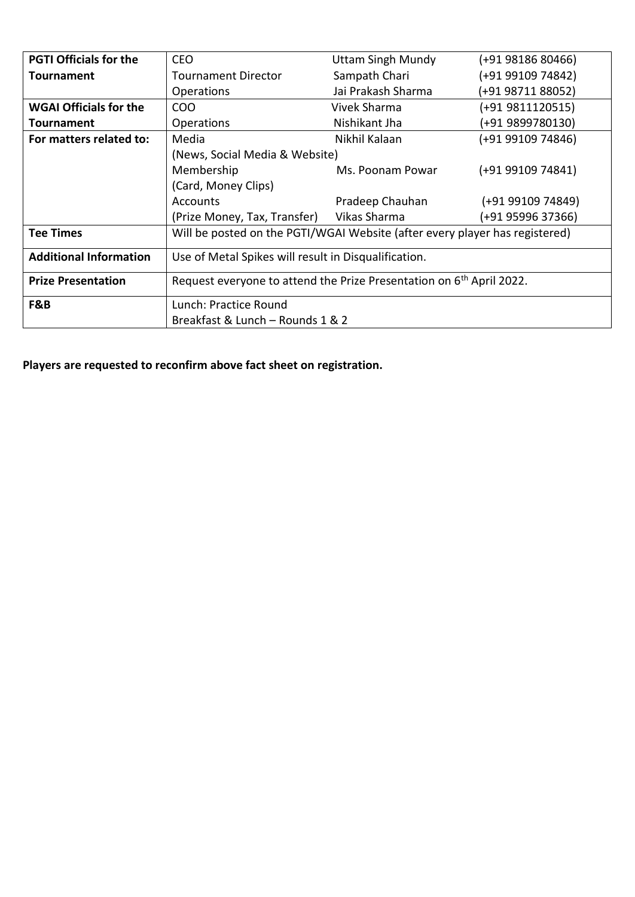| | | | |
|---|---|---|---|
| **PGTI Officials for the Tournament** | CEO | Uttam Singh Mundy | (+91 98186 80466) |
| | Tournament Director | Sampath Chari | (+91 99109 74842) |
| | Operations | Jai Prakash Sharma | (+91 98711 88052) |
| **WGAI Officials for the Tournament** | COO | Vivek Sharma | (+91 9811120515) |
| | Operations | Nishikant Jha | (+91 9899780130) |
| **For matters related to:** | Media (News, Social Media & Website) | Nikhil Kalaan | (+91 99109 74846) |
| | Membership (Card, Money Clips) | Ms. Poonam Powar | (+91 99109 74841) |
| | Accounts | Pradeep Chauhan | (+91 99109 74849) |
| | (Prize Money, Tax, Transfer) | Vikas Sharma | (+91 95996 37366) |
| **Tee Times** | Will be posted on the PGTI/WGAI Website (after every player has registered) | | |
| **Additional Information** | Use of Metal Spikes will result in Disqualification. | | |
| **Prize Presentation** | Request everyone to attend the Prize Presentation on 6th April 2022. | | |
| **F&B** | Lunch: Practice Round<br>Breakfast & Lunch – Rounds 1 & 2 | | |

**Players are requested to reconfirm above fact sheet on registration.**